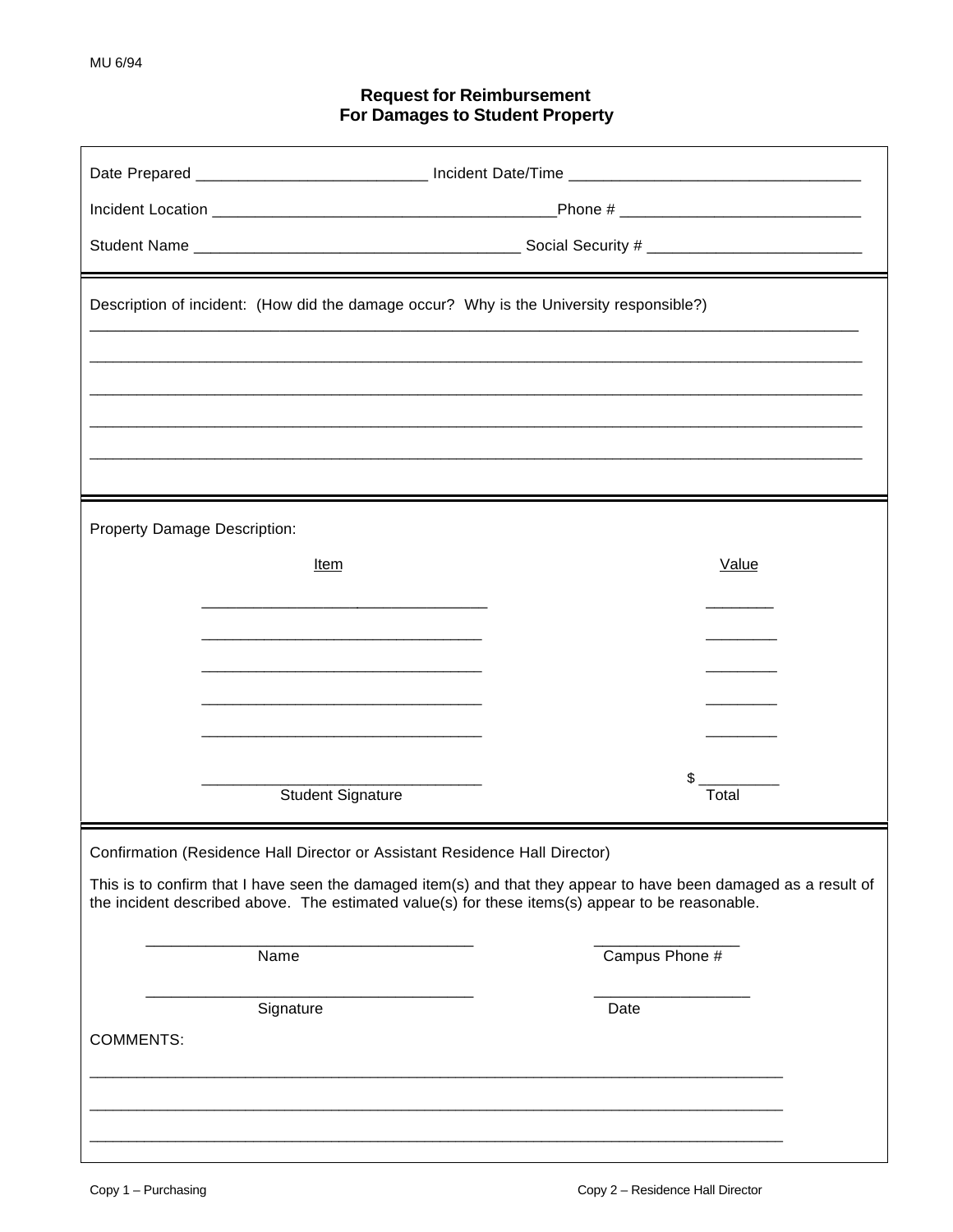MU 6/94

# Request for Reimbursement
# For Damages to Student Property

Date Prepared ___________________________ Incident Date/Time __________________________________

Incident Location ________________________________________Phone # ____________________________

Student Name ______________________________________ Social Security # _________________________

---

Description of incident: (How did the damage occur? Why is the University responsible?)

____________________________________________________________________________________________

____________________________________________________________________________________________

____________________________________________________________________________________________

____________________________________________________________________________________________

____________________________________________________________________________________________

---

Property Damage Description:

| Item | Value |
|---|---|
| __________________________________ | ________ |
| __________________________________ | ________ |
| __________________________________ | ________ |
| __________________________________ | ________ |
| __________________________________ | ________ |

__________________________________ $ __________
Student Signature Total

---

Confirmation (Residence Hall Director or Assistant Residence Hall Director)

This is to confirm that I have seen the damaged item(s) and that they appear to have been damaged as a result of the incident described above. The estimated value(s) for these items(s) appear to be reasonable.

________________________________________ _________________
Name Campus Phone #

________________________________________ __________________
Signature Date

COMMENTS:

____________________________________________________________________________________

____________________________________________________________________________________

____________________________________________________________________________________

Copy 1 – Purchasing Copy 2 – Residence Hall Director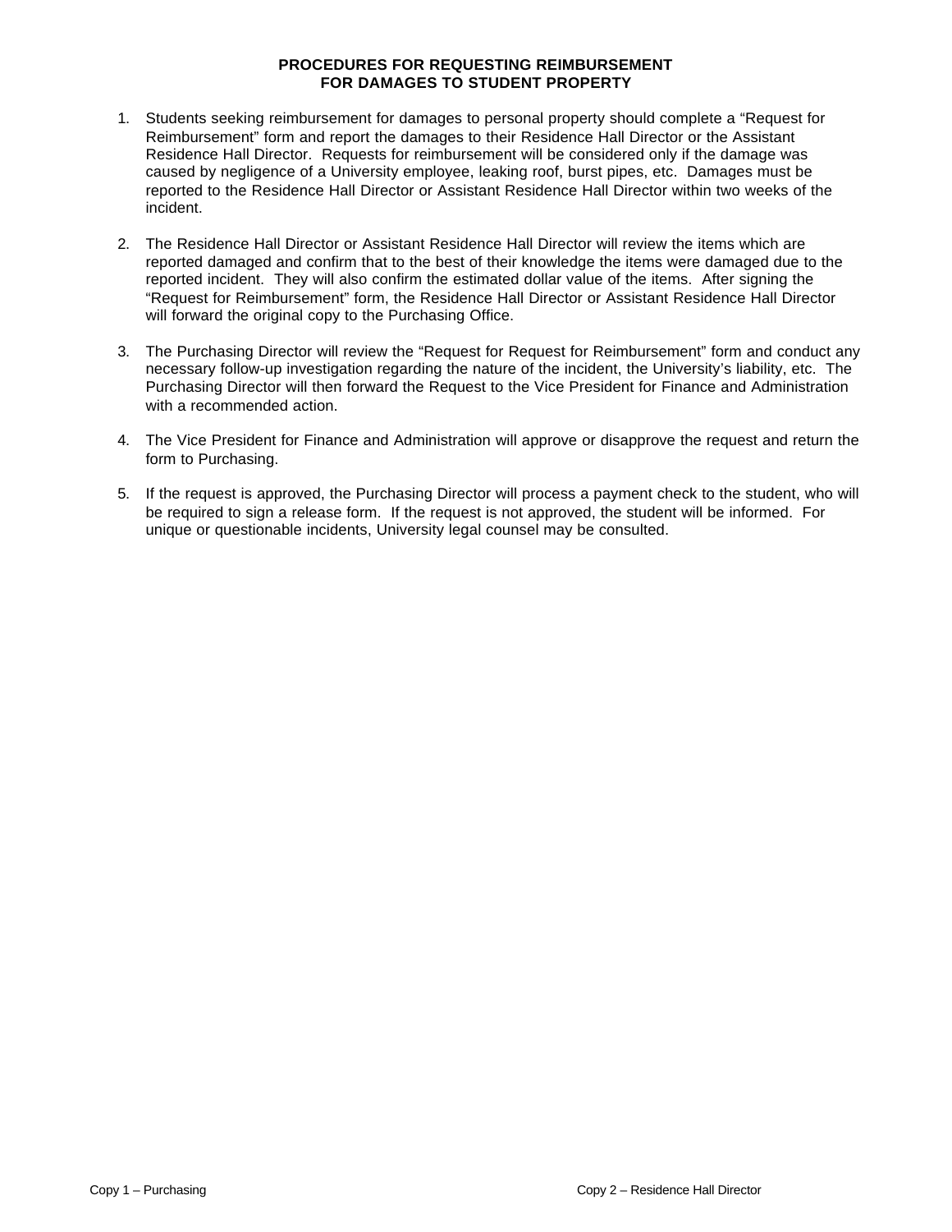**PROCEDURES FOR REQUESTING REIMBURSEMENT
FOR DAMAGES TO STUDENT PROPERTY**

1. Students seeking reimbursement for damages to personal property should complete a "Request for Reimbursement" form and report the damages to their Residence Hall Director or the Assistant Residence Hall Director. Requests for reimbursement will be considered only if the damage was caused by negligence of a University employee, leaking roof, burst pipes, etc. Damages must be reported to the Residence Hall Director or Assistant Residence Hall Director within two weeks of the incident.

2. The Residence Hall Director or Assistant Residence Hall Director will review the items which are reported damaged and confirm that to the best of their knowledge the items were damaged due to the reported incident. They will also confirm the estimated dollar value of the items. After signing the "Request for Reimbursement" form, the Residence Hall Director or Assistant Residence Hall Director will forward the original copy to the Purchasing Office.

3. The Purchasing Director will review the "Request for Request for Reimbursement" form and conduct any necessary follow-up investigation regarding the nature of the incident, the University's liability, etc. The Purchasing Director will then forward the Request to the Vice President for Finance and Administration with a recommended action.

4. The Vice President for Finance and Administration will approve or disapprove the request and return the form to Purchasing.

5. If the request is approved, the Purchasing Director will process a payment check to the student, who will be required to sign a release form. If the request is not approved, the student will be informed. For unique or questionable incidents, University legal counsel may be consulted.